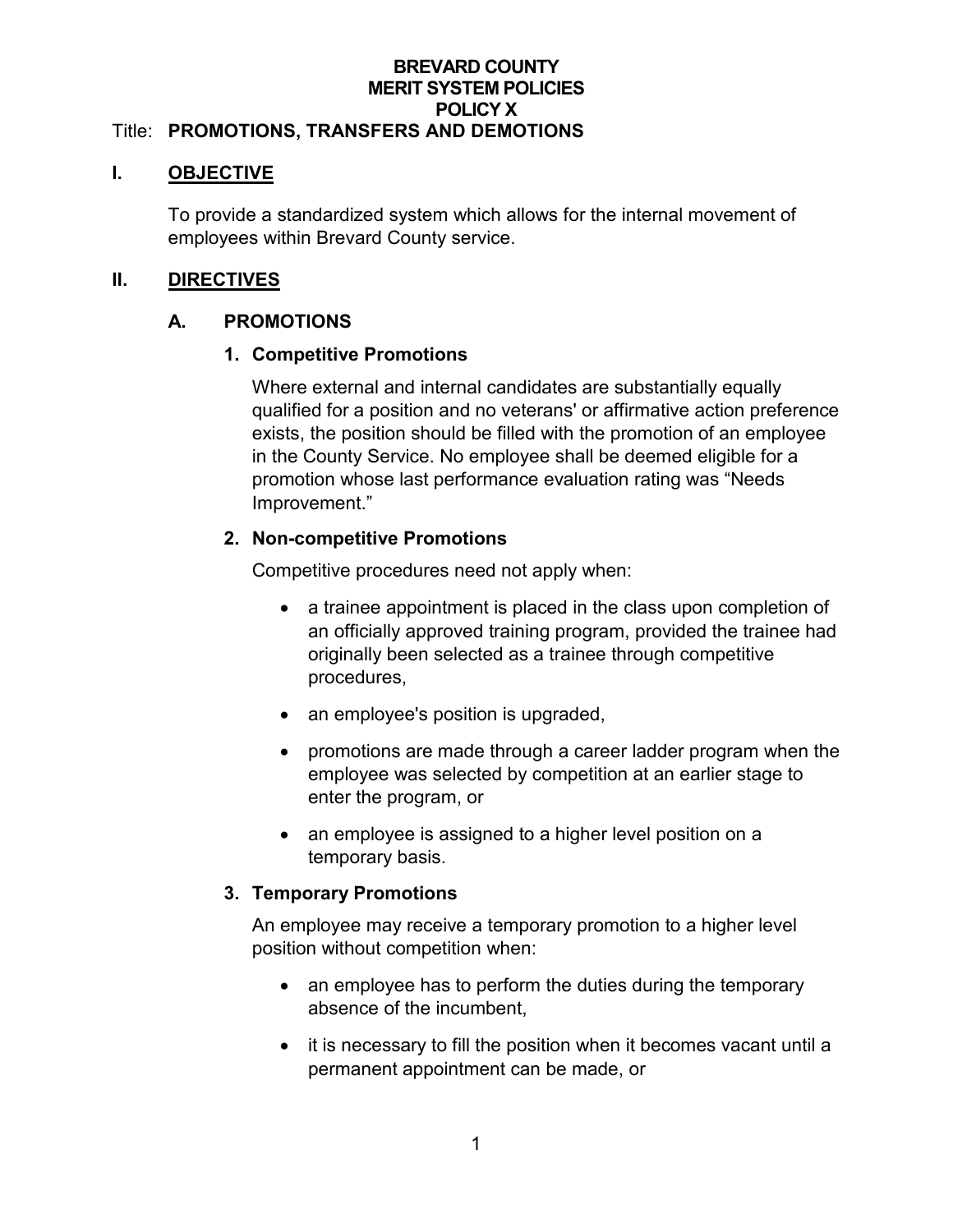**BREVARD COUNTY**
**MERIT SYSTEM POLICIES**
**POLICY X**

Title: **PROMOTIONS, TRANSFERS AND DEMOTIONS**

# I. OBJECTIVE

To provide a standardized system which allows for the internal movement of employees within Brevard County service.

# II. DIRECTIVES

## A. PROMOTIONS

### 1. Competitive Promotions

Where external and internal candidates are substantially equally qualified for a position and no veterans' or affirmative action preference exists, the position should be filled with the promotion of an employee in the County Service. No employee shall be deemed eligible for a promotion whose last performance evaluation rating was "Needs Improvement."

### 2. Non-competitive Promotions

Competitive procedures need not apply when:

- a trainee appointment is placed in the class upon completion of an officially approved training program, provided the trainee had originally been selected as a trainee through competitive procedures,
- an employee's position is upgraded,
- promotions are made through a career ladder program when the employee was selected by competition at an earlier stage to enter the program, or
- an employee is assigned to a higher level position on a temporary basis.

### 3. Temporary Promotions

An employee may receive a temporary promotion to a higher level position without competition when:

- an employee has to perform the duties during the temporary absence of the incumbent,
- it is necessary to fill the position when it becomes vacant until a permanent appointment can be made, or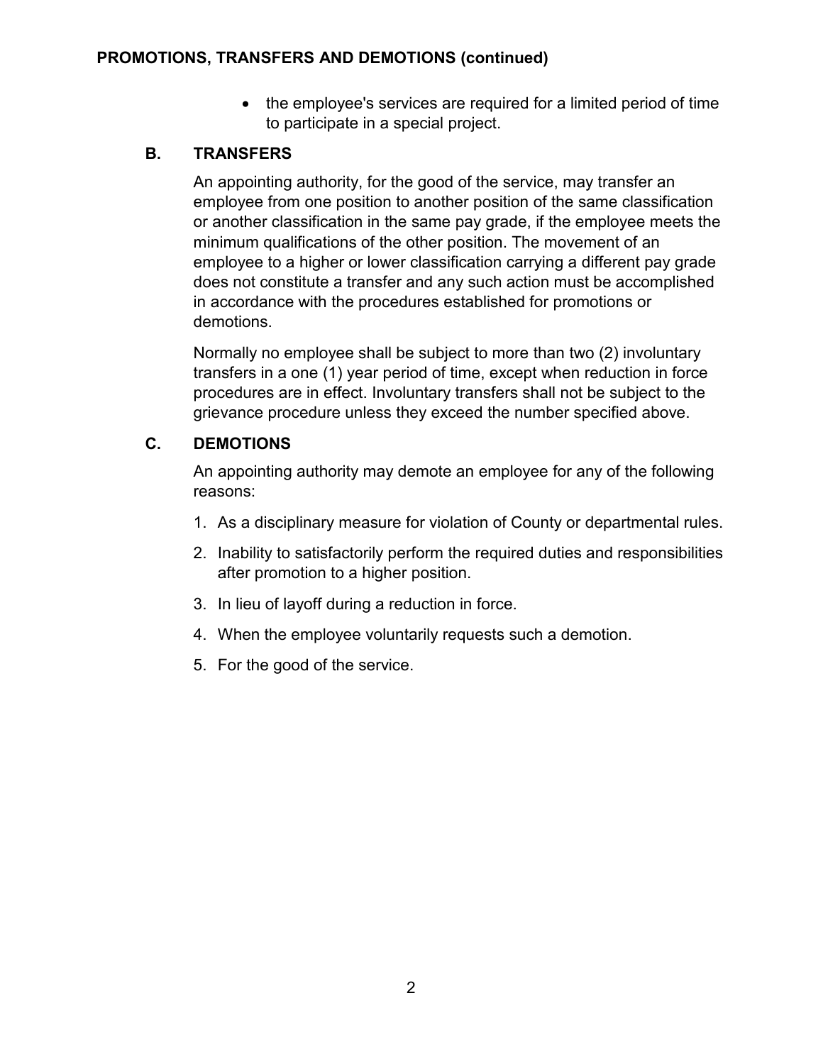- the employee's services are required for a limited period of time to participate in a special project.

## B. TRANSFERS

An appointing authority, for the good of the service, may transfer an employee from one position to another position of the same classification or another classification in the same pay grade, if the employee meets the minimum qualifications of the other position. The movement of an employee to a higher or lower classification carrying a different pay grade does not constitute a transfer and any such action must be accomplished in accordance with the procedures established for promotions or demotions.

Normally no employee shall be subject to more than two (2) involuntary transfers in a one (1) year period of time, except when reduction in force procedures are in effect. Involuntary transfers shall not be subject to the grievance procedure unless they exceed the number specified above.

## C. DEMOTIONS

An appointing authority may demote an employee for any of the following reasons:

1. As a disciplinary measure for violation of County or departmental rules.
2. Inability to satisfactorily perform the required duties and responsibilities after promotion to a higher position.
3. In lieu of layoff during a reduction in force.
4. When the employee voluntarily requests such a demotion.
5. For the good of the service.